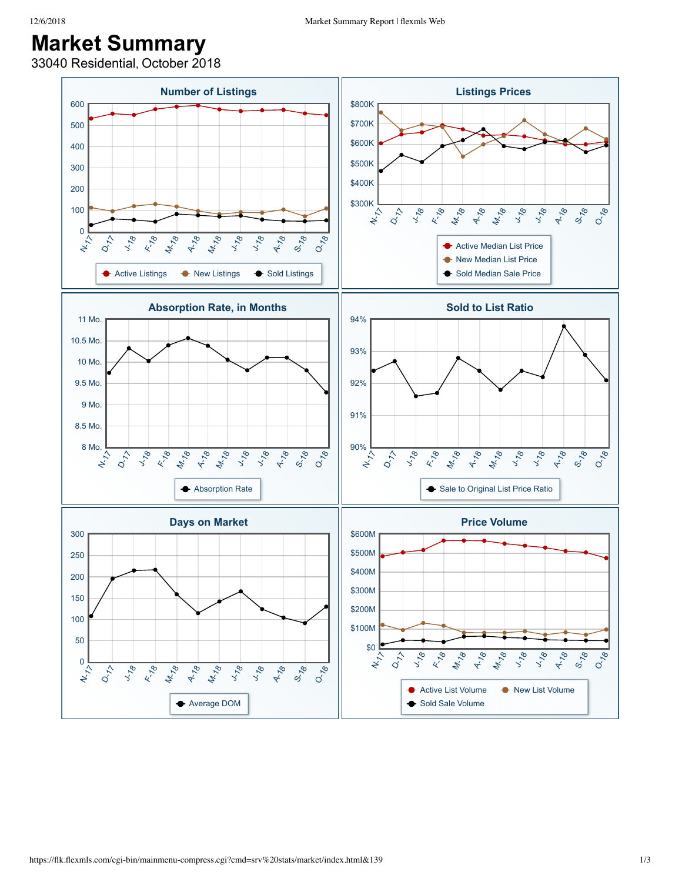# Market Summary

33040 Residential, October 2018

## Number of Listings

Y-axis: 0, 100, 200, 300, 400, 500, 600

X-axis: N-17, D-17, J-18, F-18, M-18, A-18, M-18, J-18, J-18, A-18, S-18, O-18

Legend: Active Listings, New Listings, Sold Listings

## Listings Prices

Y-axis: $300K, $400K, $500K, $600K, $700K, $800K

X-axis: N-17, D-17, J-18, F-18, M-18, A-18, M-18, J-18, J-18, A-18, S-18, O-18

Legend: Active Median List Price, New Median List Price, Sold Median Sale Price

## Absorption Rate, in Months

Y-axis: 8 Mo., 8.5 Mo., 9 Mo., 9.5 Mo., 10 Mo., 10.5 Mo., 11 Mo.

X-axis: N-17, D-17, J-18, F-18, M-18, A-18, M-18, J-18, J-18, A-18, S-18, O-18

Legend: Absorption Rate

## Sold to List Ratio

Y-axis: 90%, 91%, 92%, 93%, 94%

X-axis: N-17, D-17, J-18, F-18, M-18, A-18, M-18, J-18, J-18, A-18, S-18, O-18

Legend: Sale to Original List Price Ratio

## Days on Market

Y-axis: 0, 50, 100, 150, 200, 250, 300

X-axis: N-17, D-17, J-18, F-18, M-18, A-18, M-18, J-18, J-18, A-18, S-18, O-18

Legend: Average DOM

## Price Volume

Y-axis: $0, $100M, $200M, $300M, $400M, $500M, $600M

X-axis: N-17, D-17, J-18, F-18, M-18, A-18, M-18, J-18, J-18, A-18, S-18, O-18

Legend: Active List Volume, New List Volume, Sold Sale Volume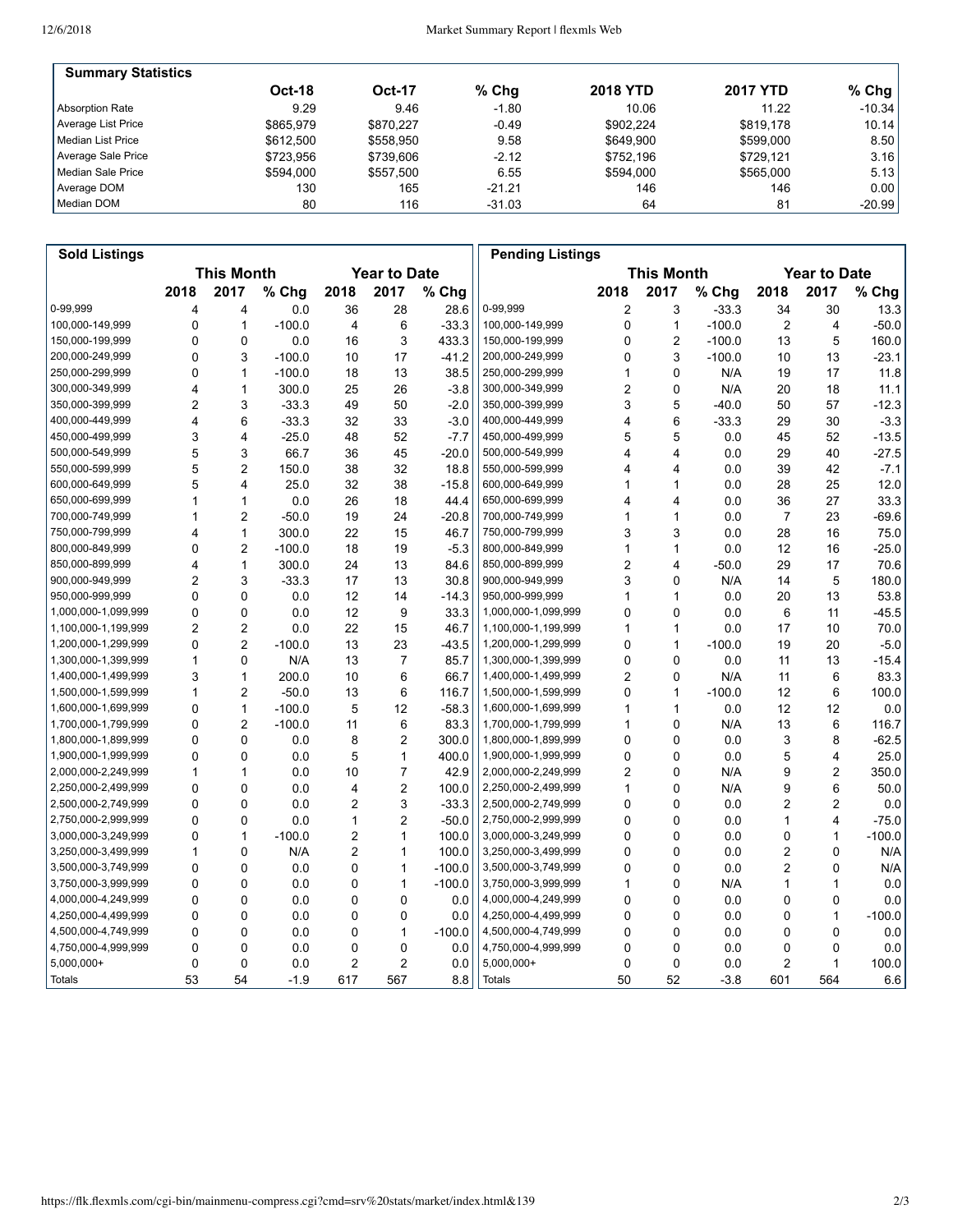## Summary Statistics

| | Oct-18 | Oct-17 | % Chg | 2018 YTD | 2017 YTD | % Chg |
|---|---|---|---|---|---|---|
| Absorption Rate | 9.29 | 9.46 | -1.80 | 10.06 | 11.22 | -10.34 |
| Average List Price | $865,979 | $870,227 | -0.49 | $902,224 | $819,178 | 10.14 |
| Median List Price | $612,500 | $558,950 | 9.58 | $649,900 | $599,000 | 8.50 |
| Average Sale Price | $723,956 | $739,606 | -2.12 | $752,196 | $729,121 | 3.16 |
| Median Sale Price | $594,000 | $557,500 | 6.55 | $594,000 | $565,000 | 5.13 |
| Average DOM | 130 | 165 | -21.21 | 146 | 146 | 0.00 |
| Median DOM | 80 | 116 | -31.03 | 64 | 81 | -20.99 |

## Sold Listings

| | This Month | | | Year to Date | | |
|---|---|---|---|---|---|---|
| | 2018 | 2017 | % Chg | 2018 | 2017 | % Chg |
| 0-99,999 | 4 | 4 | 0.0 | 36 | 28 | 28.6 |
| 100,000-149,999 | 0 | 1 | -100.0 | 4 | 6 | -33.3 |
| 150,000-199,999 | 0 | 0 | 0.0 | 16 | 3 | 433.3 |
| 200,000-249,999 | 0 | 3 | -100.0 | 10 | 17 | -41.2 |
| 250,000-299,999 | 0 | 1 | -100.0 | 18 | 13 | 38.5 |
| 300,000-349,999 | 4 | 1 | 300.0 | 25 | 26 | -3.8 |
| 350,000-399,999 | 2 | 3 | -33.3 | 49 | 50 | -2.0 |
| 400,000-449,999 | 4 | 6 | -33.3 | 32 | 33 | -3.0 |
| 450,000-499,999 | 3 | 4 | -25.0 | 48 | 52 | -7.7 |
| 500,000-549,999 | 5 | 3 | 66.7 | 36 | 45 | -20.0 |
| 550,000-599,999 | 5 | 2 | 150.0 | 38 | 32 | 18.8 |
| 600,000-649,999 | 5 | 4 | 25.0 | 32 | 38 | -15.8 |
| 650,000-699,999 | 1 | 1 | 0.0 | 26 | 18 | 44.4 |
| 700,000-749,999 | 1 | 2 | -50.0 | 19 | 24 | -20.8 |
| 750,000-799,999 | 4 | 1 | 300.0 | 22 | 15 | 46.7 |
| 800,000-849,999 | 0 | 2 | -100.0 | 18 | 19 | -5.3 |
| 850,000-899,999 | 4 | 1 | 300.0 | 24 | 13 | 84.6 |
| 900,000-949,999 | 2 | 3 | -33.3 | 17 | 13 | 30.8 |
| 950,000-999,999 | 0 | 0 | 0.0 | 12 | 14 | -14.3 |
| 1,000,000-1,099,999 | 0 | 0 | 0.0 | 12 | 9 | 33.3 |
| 1,100,000-1,199,999 | 2 | 2 | 0.0 | 22 | 15 | 46.7 |
| 1,200,000-1,299,999 | 0 | 2 | -100.0 | 13 | 23 | -43.5 |
| 1,300,000-1,399,999 | 1 | 0 | N/A | 13 | 7 | 85.7 |
| 1,400,000-1,499,999 | 3 | 1 | 200.0 | 10 | 6 | 66.7 |
| 1,500,000-1,599,999 | 1 | 2 | -50.0 | 13 | 6 | 116.7 |
| 1,600,000-1,699,999 | 0 | 1 | -100.0 | 5 | 12 | -58.3 |
| 1,700,000-1,799,999 | 0 | 2 | -100.0 | 11 | 6 | 83.3 |
| 1,800,000-1,899,999 | 0 | 0 | 0.0 | 8 | 2 | 300.0 |
| 1,900,000-1,999,999 | 0 | 0 | 0.0 | 5 | 1 | 400.0 |
| 2,000,000-2,249,999 | 1 | 1 | 0.0 | 10 | 7 | 42.9 |
| 2,250,000-2,499,999 | 0 | 0 | 0.0 | 4 | 2 | 100.0 |
| 2,500,000-2,749,999 | 0 | 0 | 0.0 | 2 | 3 | -33.3 |
| 2,750,000-2,999,999 | 0 | 0 | 0.0 | 1 | 2 | -50.0 |
| 3,000,000-3,249,999 | 0 | 1 | -100.0 | 2 | 1 | 100.0 |
| 3,250,000-3,499,999 | 1 | 0 | N/A | 2 | 1 | 100.0 |
| 3,500,000-3,749,999 | 0 | 0 | 0.0 | 0 | 1 | -100.0 |
| 3,750,000-3,999,999 | 0 | 0 | 0.0 | 0 | 1 | -100.0 |
| 4,000,000-4,249,999 | 0 | 0 | 0.0 | 0 | 0 | 0.0 |
| 4,250,000-4,499,999 | 0 | 0 | 0.0 | 0 | 0 | 0.0 |
| 4,500,000-4,749,999 | 0 | 0 | 0.0 | 0 | 1 | -100.0 |
| 4,750,000-4,999,999 | 0 | 0 | 0.0 | 0 | 0 | 0.0 |
| 5,000,000+ | 0 | 0 | 0.0 | 2 | 2 | 0.0 |
| Totals | 53 | 54 | -1.9 | 617 | 567 | 8.8 |

## Pending Listings

| | This Month | | | Year to Date | | |
|---|---|---|---|---|---|---|
| | 2018 | 2017 | % Chg | 2018 | 2017 | % Chg |
| 0-99,999 | 2 | 3 | -33.3 | 34 | 30 | 13.3 |
| 100,000-149,999 | 0 | 1 | -100.0 | 2 | 4 | -50.0 |
| 150,000-199,999 | 0 | 2 | -100.0 | 13 | 5 | 160.0 |
| 200,000-249,999 | 0 | 3 | -100.0 | 10 | 13 | -23.1 |
| 250,000-299,999 | 1 | 0 | N/A | 19 | 17 | 11.8 |
| 300,000-349,999 | 2 | 0 | N/A | 20 | 18 | 11.1 |
| 350,000-399,999 | 3 | 5 | -40.0 | 50 | 57 | -12.3 |
| 400,000-449,999 | 4 | 6 | -33.3 | 29 | 30 | -3.3 |
| 450,000-499,999 | 5 | 5 | 0.0 | 45 | 52 | -13.5 |
| 500,000-549,999 | 4 | 4 | 0.0 | 29 | 40 | -27.5 |
| 550,000-599,999 | 4 | 4 | 0.0 | 39 | 42 | -7.1 |
| 600,000-649,999 | 1 | 1 | 0.0 | 28 | 25 | 12.0 |
| 650,000-699,999 | 4 | 4 | 0.0 | 36 | 27 | 33.3 |
| 700,000-749,999 | 1 | 1 | 0.0 | 7 | 23 | -69.6 |
| 750,000-799,999 | 3 | 3 | 0.0 | 28 | 16 | 75.0 |
| 800,000-849,999 | 1 | 1 | 0.0 | 12 | 16 | -25.0 |
| 850,000-899,999 | 2 | 4 | -50.0 | 29 | 17 | 70.6 |
| 900,000-949,999 | 3 | 0 | N/A | 14 | 5 | 180.0 |
| 950,000-999,999 | 1 | 1 | 0.0 | 20 | 13 | 53.8 |
| 1,000,000-1,099,999 | 0 | 0 | 0.0 | 6 | 11 | -45.5 |
| 1,100,000-1,199,999 | 1 | 1 | 0.0 | 17 | 10 | 70.0 |
| 1,200,000-1,299,999 | 0 | 1 | -100.0 | 19 | 20 | -5.0 |
| 1,300,000-1,399,999 | 0 | 0 | 0.0 | 11 | 13 | -15.4 |
| 1,400,000-1,499,999 | 2 | 0 | N/A | 11 | 6 | 83.3 |
| 1,500,000-1,599,999 | 0 | 1 | -100.0 | 12 | 6 | 100.0 |
| 1,600,000-1,699,999 | 1 | 1 | 0.0 | 12 | 12 | 0.0 |
| 1,700,000-1,799,999 | 1 | 0 | N/A | 13 | 6 | 116.7 |
| 1,800,000-1,899,999 | 0 | 0 | 0.0 | 3 | 8 | -62.5 |
| 1,900,000-1,999,999 | 0 | 0 | 0.0 | 5 | 4 | 25.0 |
| 2,000,000-2,249,999 | 2 | 0 | N/A | 9 | 2 | 350.0 |
| 2,250,000-2,499,999 | 1 | 0 | N/A | 9 | 6 | 50.0 |
| 2,500,000-2,749,999 | 0 | 0 | 0.0 | 2 | 2 | 0.0 |
| 2,750,000-2,999,999 | 0 | 0 | 0.0 | 1 | 4 | -75.0 |
| 3,000,000-3,249,999 | 0 | 0 | 0.0 | 0 | 1 | -100.0 |
| 3,250,000-3,499,999 | 0 | 0 | 0.0 | 2 | 0 | N/A |
| 3,500,000-3,749,999 | 0 | 0 | 0.0 | 2 | 0 | N/A |
| 3,750,000-3,999,999 | 1 | 0 | N/A | 1 | 1 | 0.0 |
| 4,000,000-4,249,999 | 0 | 0 | 0.0 | 0 | 0 | 0.0 |
| 4,250,000-4,499,999 | 0 | 0 | 0.0 | 0 | 1 | -100.0 |
| 4,500,000-4,749,999 | 0 | 0 | 0.0 | 0 | 0 | 0.0 |
| 4,750,000-4,999,999 | 0 | 0 | 0.0 | 0 | 0 | 0.0 |
| 5,000,000+ | 0 | 0 | 0.0 | 2 | 1 | 100.0 |
| Totals | 50 | 52 | -3.8 | 601 | 564 | 6.6 |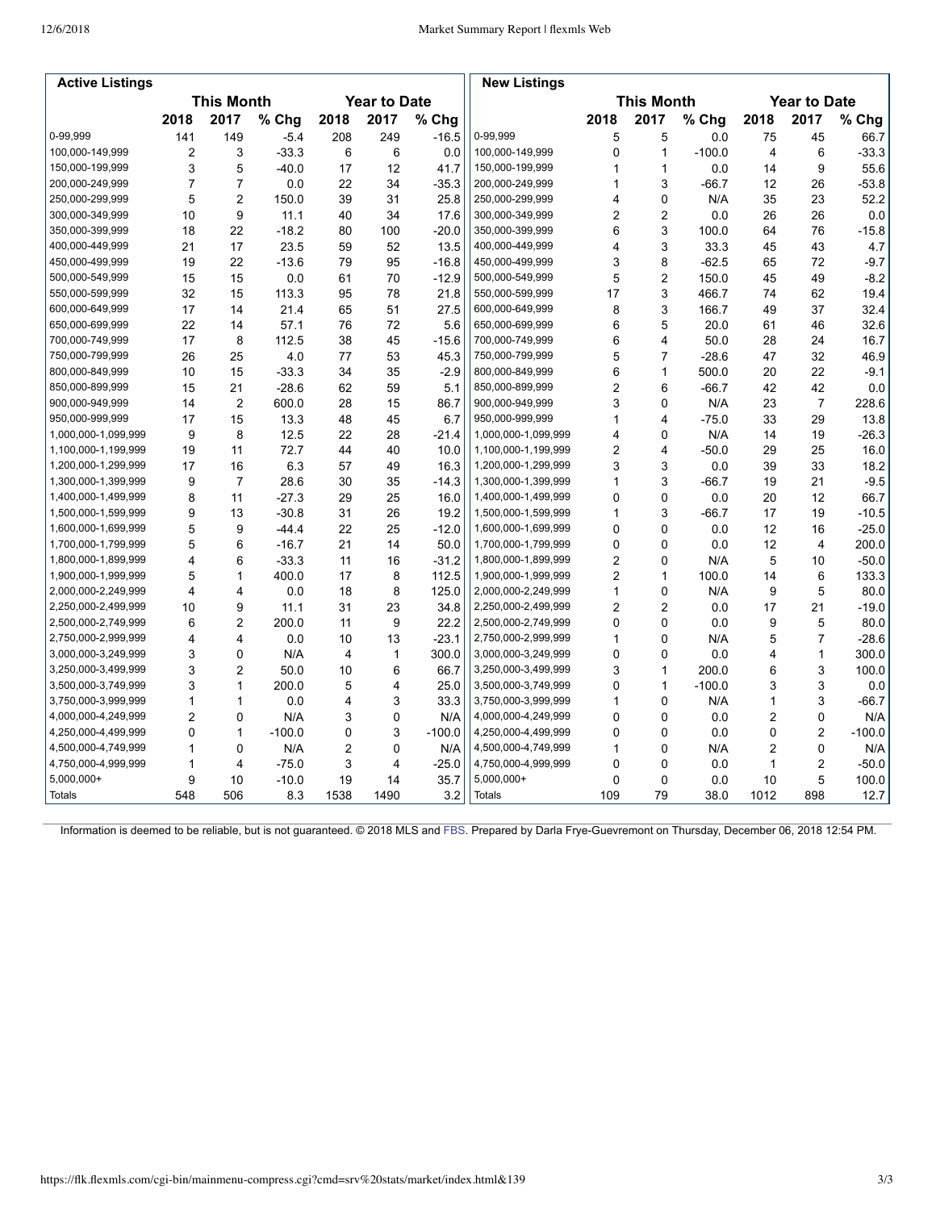| Active Listings | | | | | | |
|---|---|---|---|---|---|---|
| | This Month | | | Year to Date | | |
| | 2018 | 2017 | % Chg | 2018 | 2017 | % Chg |
| 0-99,999 | 141 | 149 | -5.4 | 208 | 249 | -16.5 |
| 100,000-149,999 | 2 | 3 | -33.3 | 6 | 6 | 0.0 |
| 150,000-199,999 | 3 | 5 | -40.0 | 17 | 12 | 41.7 |
| 200,000-249,999 | 7 | 7 | 0.0 | 22 | 34 | -35.3 |
| 250,000-299,999 | 5 | 2 | 150.0 | 39 | 31 | 25.8 |
| 300,000-349,999 | 10 | 9 | 11.1 | 40 | 34 | 17.6 |
| 350,000-399,999 | 18 | 22 | -18.2 | 80 | 100 | -20.0 |
| 400,000-449,999 | 21 | 17 | 23.5 | 59 | 52 | 13.5 |
| 450,000-499,999 | 19 | 22 | -13.6 | 79 | 95 | -16.8 |
| 500,000-549,999 | 15 | 15 | 0.0 | 61 | 70 | -12.9 |
| 550,000-599,999 | 32 | 15 | 113.3 | 95 | 78 | 21.8 |
| 600,000-649,999 | 17 | 14 | 21.4 | 65 | 51 | 27.5 |
| 650,000-699,999 | 22 | 14 | 57.1 | 76 | 72 | 5.6 |
| 700,000-749,999 | 17 | 8 | 112.5 | 38 | 45 | -15.6 |
| 750,000-799,999 | 26 | 25 | 4.0 | 77 | 53 | 45.3 |
| 800,000-849,999 | 10 | 15 | -33.3 | 34 | 35 | -2.9 |
| 850,000-899,999 | 15 | 21 | -28.6 | 62 | 59 | 5.1 |
| 900,000-949,999 | 14 | 2 | 600.0 | 28 | 15 | 86.7 |
| 950,000-999,999 | 17 | 15 | 13.3 | 48 | 45 | 6.7 |
| 1,000,000-1,099,999 | 9 | 8 | 12.5 | 22 | 28 | -21.4 |
| 1,100,000-1,199,999 | 19 | 11 | 72.7 | 44 | 40 | 10.0 |
| 1,200,000-1,299,999 | 17 | 16 | 6.3 | 57 | 49 | 16.3 |
| 1,300,000-1,399,999 | 9 | 7 | 28.6 | 30 | 35 | -14.3 |
| 1,400,000-1,499,999 | 8 | 11 | -27.3 | 29 | 25 | 16.0 |
| 1,500,000-1,599,999 | 9 | 13 | -30.8 | 31 | 26 | 19.2 |
| 1,600,000-1,699,999 | 5 | 9 | -44.4 | 22 | 25 | -12.0 |
| 1,700,000-1,799,999 | 5 | 6 | -16.7 | 21 | 14 | 50.0 |
| 1,800,000-1,899,999 | 4 | 6 | -33.3 | 11 | 16 | -31.2 |
| 1,900,000-1,999,999 | 5 | 1 | 400.0 | 17 | 8 | 112.5 |
| 2,000,000-2,249,999 | 4 | 4 | 0.0 | 18 | 8 | 125.0 |
| 2,250,000-2,499,999 | 10 | 9 | 11.1 | 31 | 23 | 34.8 |
| 2,500,000-2,749,999 | 6 | 2 | 200.0 | 11 | 9 | 22.2 |
| 2,750,000-2,999,999 | 4 | 4 | 0.0 | 10 | 13 | -23.1 |
| 3,000,000-3,249,999 | 3 | 0 | N/A | 4 | 1 | 300.0 |
| 3,250,000-3,499,999 | 3 | 2 | 50.0 | 10 | 6 | 66.7 |
| 3,500,000-3,749,999 | 3 | 1 | 200.0 | 5 | 4 | 25.0 |
| 3,750,000-3,999,999 | 1 | 1 | 0.0 | 4 | 3 | 33.3 |
| 4,000,000-4,249,999 | 2 | 0 | N/A | 3 | 0 | N/A |
| 4,250,000-4,499,999 | 0 | 1 | -100.0 | 0 | 3 | -100.0 |
| 4,500,000-4,749,999 | 1 | 0 | N/A | 2 | 0 | N/A |
| 4,750,000-4,999,999 | 1 | 4 | -75.0 | 3 | 4 | -25.0 |
| 5,000,000+ | 9 | 10 | -10.0 | 19 | 14 | 35.7 |
| Totals | 548 | 506 | 8.3 | 1538 | 1490 | 3.2 |

| New Listings | | | | | | |
|---|---|---|---|---|---|---|
| | This Month | | | Year to Date | | |
| | 2018 | 2017 | % Chg | 2018 | 2017 | % Chg |
| 0-99,999 | 5 | 5 | 0.0 | 75 | 45 | 66.7 |
| 100,000-149,999 | 0 | 1 | -100.0 | 4 | 6 | -33.3 |
| 150,000-199,999 | 1 | 1 | 0.0 | 14 | 9 | 55.6 |
| 200,000-249,999 | 1 | 3 | -66.7 | 12 | 26 | -53.8 |
| 250,000-299,999 | 4 | 0 | N/A | 35 | 23 | 52.2 |
| 300,000-349,999 | 2 | 2 | 0.0 | 26 | 26 | 0.0 |
| 350,000-399,999 | 6 | 3 | 100.0 | 64 | 76 | -15.8 |
| 400,000-449,999 | 4 | 3 | 33.3 | 45 | 43 | 4.7 |
| 450,000-499,999 | 3 | 8 | -62.5 | 65 | 72 | -9.7 |
| 500,000-549,999 | 5 | 2 | 150.0 | 45 | 49 | -8.2 |
| 550,000-599,999 | 17 | 3 | 466.7 | 74 | 62 | 19.4 |
| 600,000-649,999 | 8 | 3 | 166.7 | 49 | 37 | 32.4 |
| 650,000-699,999 | 6 | 5 | 20.0 | 61 | 46 | 32.6 |
| 700,000-749,999 | 6 | 4 | 50.0 | 28 | 24 | 16.7 |
| 750,000-799,999 | 5 | 7 | -28.6 | 47 | 32 | 46.9 |
| 800,000-849,999 | 6 | 1 | 500.0 | 20 | 22 | -9.1 |
| 850,000-899,999 | 2 | 6 | -66.7 | 42 | 42 | 0.0 |
| 900,000-949,999 | 3 | 0 | N/A | 23 | 7 | 228.6 |
| 950,000-999,999 | 1 | 4 | -75.0 | 33 | 29 | 13.8 |
| 1,000,000-1,099,999 | 4 | 0 | N/A | 14 | 19 | -26.3 |
| 1,100,000-1,199,999 | 2 | 4 | -50.0 | 29 | 25 | 16.0 |
| 1,200,000-1,299,999 | 3 | 3 | 0.0 | 39 | 33 | 18.2 |
| 1,300,000-1,399,999 | 1 | 3 | -66.7 | 19 | 21 | -9.5 |
| 1,400,000-1,499,999 | 0 | 0 | 0.0 | 20 | 12 | 66.7 |
| 1,500,000-1,599,999 | 1 | 3 | -66.7 | 17 | 19 | -10.5 |
| 1,600,000-1,699,999 | 0 | 0 | 0.0 | 12 | 16 | -25.0 |
| 1,700,000-1,799,999 | 0 | 0 | 0.0 | 12 | 4 | 200.0 |
| 1,800,000-1,899,999 | 2 | 0 | N/A | 5 | 10 | -50.0 |
| 1,900,000-1,999,999 | 2 | 1 | 100.0 | 14 | 6 | 133.3 |
| 2,000,000-2,249,999 | 1 | 0 | N/A | 9 | 5 | 80.0 |
| 2,250,000-2,499,999 | 2 | 2 | 0.0 | 17 | 21 | -19.0 |
| 2,500,000-2,749,999 | 0 | 0 | 0.0 | 9 | 5 | 80.0 |
| 2,750,000-2,999,999 | 1 | 0 | N/A | 5 | 7 | -28.6 |
| 3,000,000-3,249,999 | 0 | 0 | 0.0 | 4 | 1 | 300.0 |
| 3,250,000-3,499,999 | 3 | 1 | 200.0 | 6 | 3 | 100.0 |
| 3,500,000-3,749,999 | 0 | 1 | -100.0 | 3 | 3 | 0.0 |
| 3,750,000-3,999,999 | 1 | 0 | N/A | 1 | 3 | -66.7 |
| 4,000,000-4,249,999 | 0 | 0 | 0.0 | 2 | 0 | N/A |
| 4,250,000-4,499,999 | 0 | 0 | 0.0 | 0 | 2 | -100.0 |
| 4,500,000-4,749,999 | 1 | 0 | N/A | 2 | 0 | N/A |
| 4,750,000-4,999,999 | 0 | 0 | 0.0 | 1 | 2 | -50.0 |
| 5,000,000+ | 0 | 0 | 0.0 | 10 | 5 | 100.0 |
| Totals | 109 | 79 | 38.0 | 1012 | 898 | 12.7 |

Information is deemed to be reliable, but is not guaranteed. © 2018 MLS and FBS. Prepared by Darla Frye-Guevremont on Thursday, December 06, 2018 12:54 PM.